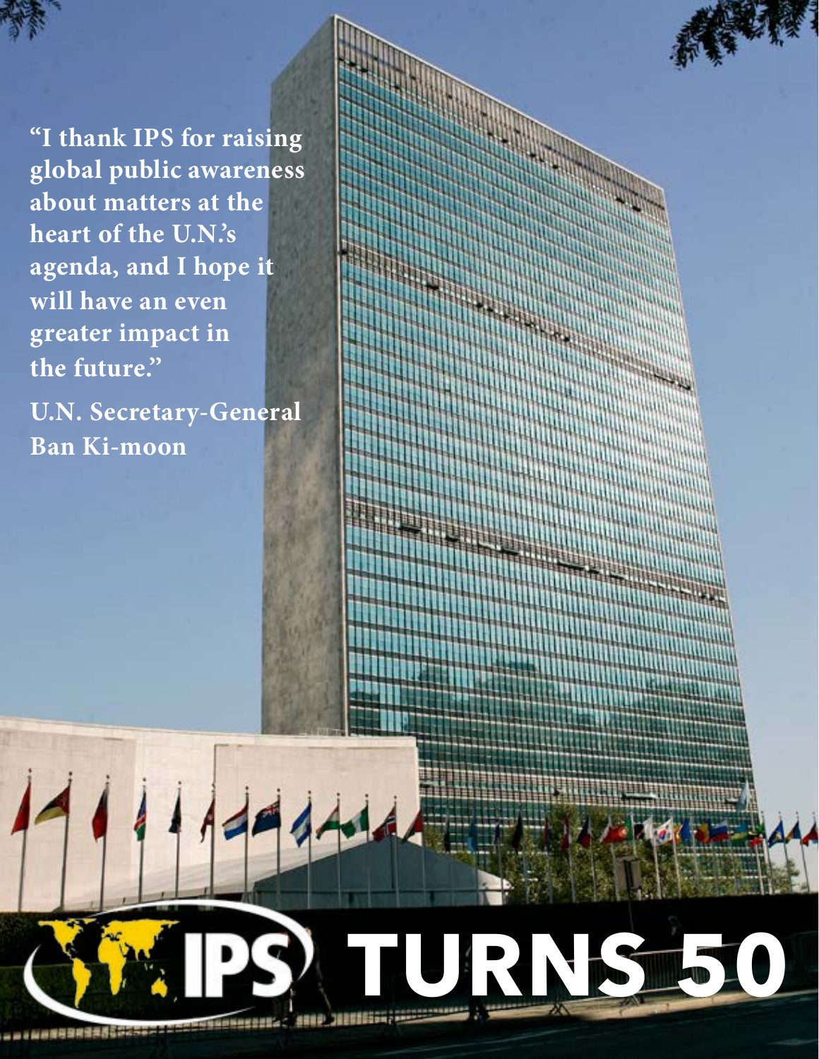"I thank IPS for raising global public awareness about matters at the heart of the U.N.'s agenda, and I hope it will have an even greater impact in the future."

**U.N. Secretary-General Ban Ki-moon**

# IPS TURNS 50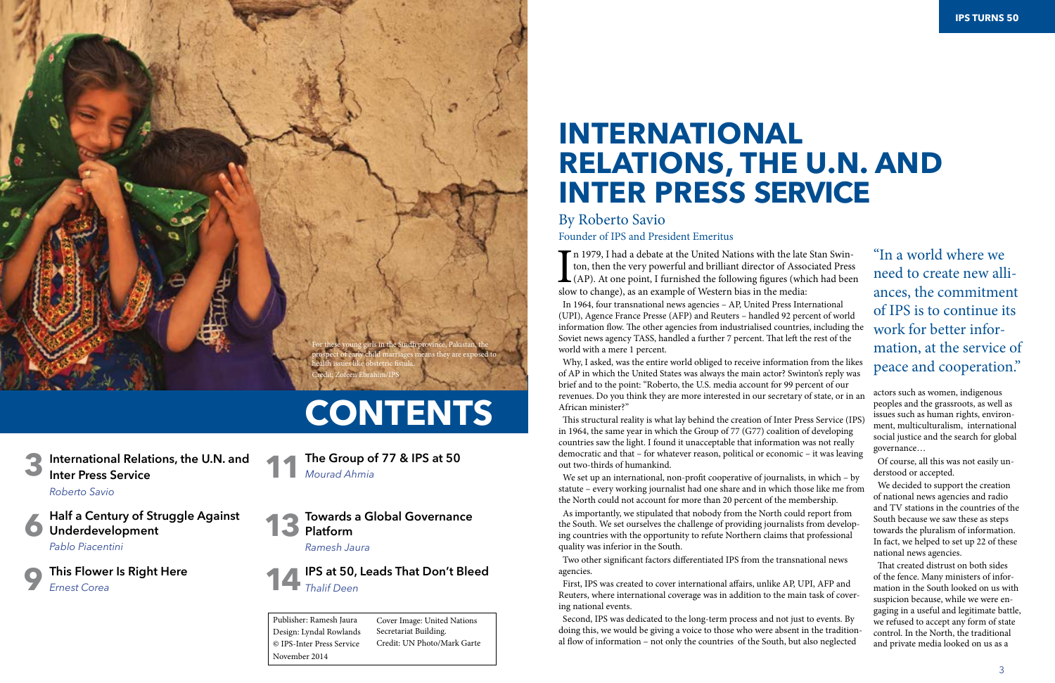For these young girls in the Sindh province, Pakistan, the prospect of early child marriages means they are exposed to health issues like obstetric fistula.
Credit: Zofeen Ebrahim/IPS

# CONTENTS

**3** International Relations, the U.N. and Inter Press Service
*Roberto Savio*

**6** Half a Century of Struggle Against Underdevelopment
*Pablo Piacentini*

**9** This Flower Is Right Here
*Ernest Corea*

**11** The Group of 77 & IPS at 50
*Mourad Ahmia*

**13** Towards a Global Governance Platform
*Ramesh Jaura*

**14** IPS at 50, Leads That Don't Bleed
*Thalif Deen*

| | |
|---|---|
| Publisher: Ramesh Jaura | Cover Image: United Nations |
| Design: Lyndal Rowlands | Secretariat Building. |
| © IPS-Inter Press Service | Credit: UN Photo/Mark Garte |
| November 2014 | |

# INTERNATIONAL RELATIONS, THE U.N. AND INTER PRESS SERVICE

By Roberto Savio

Founder of IPS and President Emeritus

In 1979, I had a debate at the United Nations with the late Stan Swinton, then the very powerful and brilliant director of Associated Press (AP). At one point, I furnished the following figures (which had been slow to change), as an example of Western bias in the media:

In 1964, four transnational news agencies – AP, United Press International (UPI), Agence France Presse (AFP) and Reuters – handled 92 percent of world information flow. The other agencies from industrialised countries, including the Soviet news agency TASS, handled a further 7 percent. That left the rest of the world with a mere 1 percent.

Why, I asked, was the entire world obliged to receive information from the likes of AP in which the United States was always the main actor? Swinton's reply was brief and to the point: "Roberto, the U.S. media account for 99 percent of our revenues. Do you think they are more interested in our secretary of state, or in an African minister?"

This structural reality is what lay behind the creation of Inter Press Service (IPS) in 1964, the same year in which the Group of 77 (G77) coalition of developing countries saw the light. I found it unacceptable that information was not really democratic and that – for whatever reason, political or economic – it was leaving out two-thirds of humankind.

We set up an international, non-profit cooperative of journalists, in which – by statute – every working journalist had one share and in which those like me from the North could not account for more than 20 percent of the membership.

As importantly, we stipulated that nobody from the North could report from the South. We set ourselves the challenge of providing journalists from developing countries with the opportunity to refute Northern claims that professional quality was inferior in the South.

Two other significant factors differentiated IPS from the transnational news agencies.

First, IPS was created to cover international affairs, unlike AP, UPI, AFP and Reuters, where international coverage was in addition to the main task of covering national events.

Second, IPS was dedicated to the long-term process and not just to events. By doing this, we would be giving a voice to those who were absent in the traditional flow of information – not only the countries of the South, but also neglected actors such as women, indigenous peoples and the grassroots, as well as issues such as human rights, environment, multiculturalism, international social justice and the search for global governance…

> "In a world where we need to create new alliances, the commitment of IPS is to continue its work for better information, at the service of peace and cooperation."

Of course, all this was not easily understood or accepted.

We decided to support the creation of national news agencies and radio and TV stations in the countries of the South because we saw these as steps towards the pluralism of information. In fact, we helped to set up 22 of these national news agencies.

That created distrust on both sides of the fence. Many ministers of information in the South looked on us with suspicion because, while we were engaging in a useful and legitimate battle, we refused to accept any form of state control. In the North, the traditional and private media looked on us as a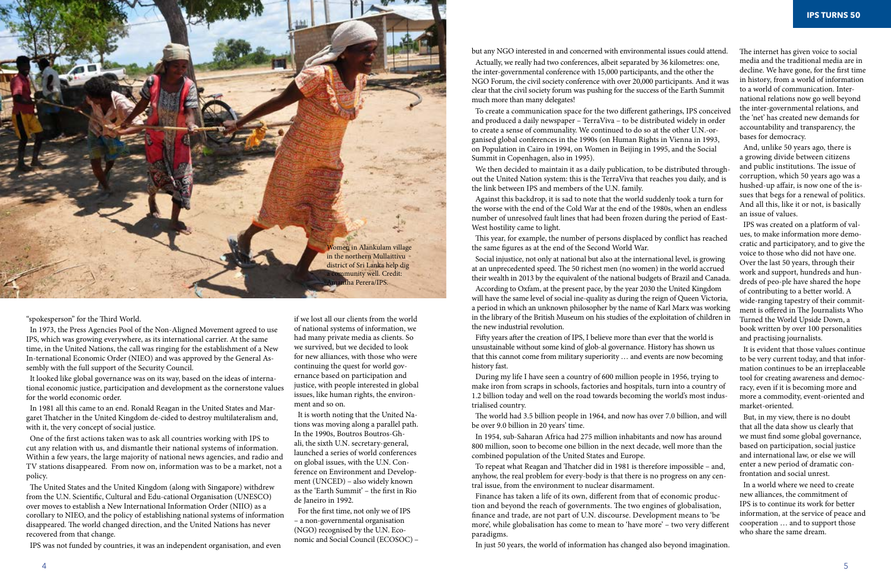"spokesperson" for the Third World.

In 1973, the Press Agencies Pool of the Non-Aligned Movement agreed to use IPS, which was growing everywhere, as its international carrier. At the same time, in the United Nations, the call was ringing for the establishment of a New In-ternational Economic Order (NIEO) and was approved by the General As-sembly with the full support of the Security Council.

It looked like global governance was on its way, based on the ideas of interna-tional economic justice, participation and development as the cornerstone values for the world economic order.

In 1981 all this came to an end. Ronald Reagan in the United States and Mar-garet Thatcher in the United Kingdom de-cided to destroy multilateralism and, with it, the very concept of social justice.

One of the first actions taken was to ask all countries working with IPS to cut any relation with us, and dismantle their national systems of information. Within a few years, the large majority of national news agencies, and radio and TV stations disappeared. From now on, information was to be a market, not a policy.

The United States and the United Kingdom (along with Singapore) withdrew from the U.N. Scientific, Cultural and Edu-cational Organisation (UNESCO) over moves to establish a New International Information Order (NIIO) as a corollary to NIEO, and the policy of establishing national systems of information disappeared. The world changed direction, and the United Nations has never recovered from that change.

IPS was not funded by countries, it was an independent organisation, and even if we lost all our clients from the world of national systems of information, we had many private media as clients. So we survived, but we decided to look for new alliances, with those who were continuing the quest for world gov-ernance based on participation and justice, with people interested in global issues, like human rights, the environ-ment and so on.

It is worth noting that the United Na-tions was moving along a parallel path. In the 1990s, Boutros Boutros-Gh-ali, the sixth U.N. secretary-general, launched a series of world conferences on global issues, with the U.N. Con-ference on Environment and Develop-ment (UNCED) – also widely known as the 'Earth Summit' – the first in Rio de Janeiro in 1992.

For the first time, not only we of IPS – a non-governmental organisation (NGO) recognised by the U.N. Eco-nomic and Social Council (ECOSOC) – but any NGO interested in and concerned with environmental issues could attend.

Actually, we really had two conferences, albeit separated by 36 kilometres: one, the inter-governmental conference with 15,000 participants, and the other the NGO Forum, the civil society conference with over 20,000 participants. And it was clear that the civil society forum was pushing for the success of the Earth Summit much more than many delegates!

To create a communication space for the two different gatherings, IPS conceived and produced a daily newspaper – TerraViva – to be distributed widely in order to create a sense of communality. We continued to do so at the other U.N.-or-ganised global conferences in the 1990s (on Human Rights in Vienna in 1993, on Population in Cairo in 1994, on Women in Beijing in 1995, and the Social Summit in Copenhagen, also in 1995).

We then decided to maintain it as a daily publication, to be distributed through-out the United Nation system: this is the TerraViva that reaches you daily, and is the link between IPS and members of the U.N. family.

Against this backdrop, it is sad to note that the world suddenly took a turn for the worse with the end of the Cold War at the end of the 1980s, when an endless number of unresolved fault lines that had been frozen during the period of East-West hostility came to light.

This year, for example, the number of persons displaced by conflict has reached the same figures as at the end of the Second World War.

Social injustice, not only at national but also at the international level, is growing at an unprecedented speed. The 50 richest men (no women) in the world accrued their wealth in 2013 by the equivalent of the national budgets of Brazil and Canada.

According to Oxfam, at the present pace, by the year 2030 the United Kingdom will have the same level of social ine-quality as during the reign of Queen Victoria, a period in which an unknown philosopher by the name of Karl Marx was working in the library of the British Museum on his studies of the exploitation of children in the new industrial revolution.

Fifty years after the creation of IPS, I believe more than ever that the world is unsustainable without some kind of glob-al governance. History has shown us that this cannot come from military superiority … and events are now becoming history fast.

During my life I have seen a country of 600 million people in 1956, trying to make iron from scraps in schools, factories and hospitals, turn into a country of 1.2 billion today and well on the road towards becoming the world's most indus-trialised country.

The world had 3.5 billion people in 1964, and now has over 7.0 billion, and will be over 9.0 billion in 20 years' time.

In 1954, sub-Saharan Africa had 275 million inhabitants and now has around 800 million, soon to become one billion in the next decade, well more than the combined population of the United States and Europe.

To repeat what Reagan and Thatcher did in 1981 is therefore impossible – and, anyhow, the real problem for every-body is that there is no progress on any cen-tral issue, from the environment to nuclear disarmament.

Finance has taken a life of its own, different from that of economic produc-tion and beyond the reach of governments. The two engines of globalisation, finance and trade, are not part of U.N. discourse. Development means to 'be more', while globalisation has come to mean to 'have more' – two very different paradigms.

In just 50 years, the world of information has changed also beyond imagination. The internet has given voice to social media and the traditional media are in decline. We have gone, for the first time in history, from a world of information to a world of communication. Inter-national relations now go well beyond the inter-governmental relations, and the 'net' has created new demands for accountability and transparency, the bases for democracy.

And, unlike 50 years ago, there is a growing divide between citizens and public institutions. The issue of corruption, which 50 years ago was a hushed-up affair, is now one of the is-sues that begs for a renewal of politics. And all this, like it or not, is basically an issue of values.

IPS was created on a platform of val-ues, to make information more demo-cratic and participatory, and to give the voice to those who did not have one. Over the last 50 years, through their work and support, hundreds and hun-dreds of peo-ple have shared the hope of contributing to a better world. A wide-ranging tapestry of their commit-ment is offered in The Journalists Who Turned the World Upside Down, a book written by over 100 personalities and practising journalists.

It is evident that those values continue to be very current today, and that infor-mation continues to be an irreplaceable tool for creating awareness and democ-racy, even if it is becoming more and more a commodity, event-oriented and market-oriented.

But, in my view, there is no doubt that all the data show us clearly that we must find some global governance, based on participation, social justice and international law, or else we will enter a new period of dramatic con-frontation and social unrest.

In a world where we need to create new alliances, the commitment of IPS is to continue its work for better information, at the service of peace and cooperation … and to support those who share the same dream.

Women in Alankulam village in the northern Mullaittivu district of Sri Lanka help dig a community well. Credit: Amantha Perera/IPS.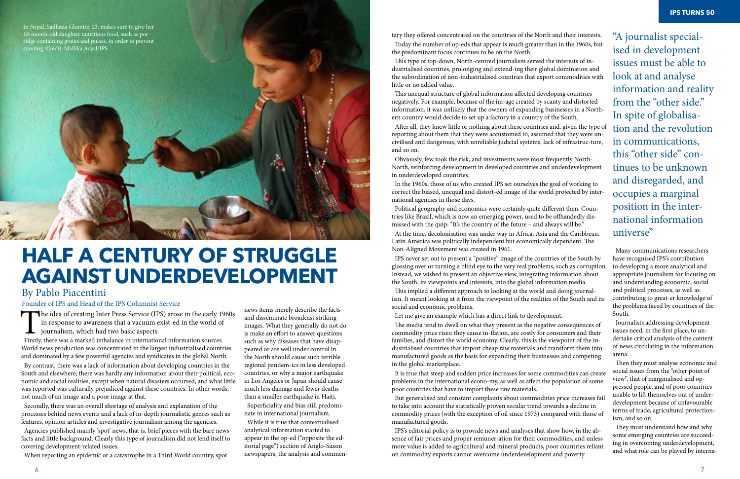In Nepal, Sadhana Ghimire, 23, makes sure to give her 18-month-old daughter nutritious food, such as porridge containing grains and pulses, in order to prevent stunting. Credit: Mallika Aryal/IPS

# HALF A CENTURY OF STRUGGLE AGAINST UNDERDEVELOPMENT

### By Pablo Piacentini

Founder of IPS and Head of the IPS Columnist Service

The idea of creating Inter Press Service (IPS) arose in the early 1960s in response to awareness that a vacuum exist-ed in the world of journalism, which had two basic aspects.

Firstly, there was a marked imbalance in international information sources. World news production was concentrated in the largest industrialised countries and dominated by a few powerful agencies and syndicates in the global North.

By contrast, there was a lack of information about developing countries in the South and elsewhere; there was hardly any information about their political, economic and social realities, except when natural disasters occurred, and what little was reported was culturally prejudiced against these countries. In other words, not much of an image and a poor image at that.

Secondly, there was an overall shortage of analysis and explanation of the processes behind news events and a lack of in-depth journalistic genres such as features, opinion articles and investigative journalism among the agencies.

Agencies published mainly 'spot' news, that is, brief pieces with the bare news facts and little background. Clearly this type of journalism did not lend itself to covering development-related issues.

When reporting an epidemic or a catastrophe in a Third World country, spot news items merely describe the facts and disseminate broadcast striking images. What they generally do not do is make an effort to answer questions such as why diseases that have disappeared or are well under control in the North should cause such terrible regional pandem-ics in less developed countries, or why a major earthquake in Los Angeles or Japan should cause much less damage and fewer deaths than a smaller earthquake in Haiti.

Superficiality and bias still predominate in international journalism.

While it is true that contextualised analytical information started to appear in the op-ed ("opposite the editorial page") section of Anglo-Saxon newspapers, the analysis and commentary they offered concentrated on the countries of the North and their interests.

Today the number of op-eds that appear is much greater than in the 1960s, but the predominant focus continues to be on the North.

This type of top-down, North-centred journalism served the interests of industrialised countries, prolonging and extend-ing their global domination and the subordination of non-industrialised countries that export commodities with little or no added value.

This unequal structure of global information affected developing countries negatively. For example, because of the im-age created by scanty and distorted information, it was unlikely that the owners of expanding businesses in a Northern country would decide to set up a factory in a country of the South.

After all, they knew little or nothing about these countries and, given the type of reporting about them that they were accustomed to, assumed that they were uncivilised and dangerous, with unreliable judicial systems, lack of infrastruc-ture, and so on.

Obviously, few took the risk, and investments were most frequently North-North, reinforcing development in developed countries and underdevelopment in underdeveloped countries.

In the 1960s, those of us who created IPS set ourselves the goal of working to correct the biased, unequal and distort-ed image of the world projected by international agencies in those days.

Political geography and economics were certainly quite different then. Countries like Brazil, which is now an emerging power, used to be offhandedly dismissed with the quip: "It's the country of the future – and always will be."

At the time, decolonisation was under way in Africa, Asia and the Caribbean. Latin America was politically independent but economically dependent. The Non-Aligned Movement was created in 1961.

IPS never set out to present a "positive" image of the countries of the South by glossing over or turning a blind eye to the very real problems, such as corruption. Instead, we wished to present an objective view, integrating information about the South, its viewpoints and interests, into the global information media.

This implied a different approach to looking at the world and doing journalism. It meant looking at it from the viewpoint of the realities of the South and its social and economic problems.

Let me give an example which has a direct link to development.

The media tend to dwell on what they present as the negative consequences of commodity price rises: they cause in-flation, are costly for consumers and their families, and distort the world economy. Clearly, this is the viewpoint of the industrialised countries that import cheap raw materials and transform them into manufactured goods as the basis for expanding their businesses and competing in the global marketplace.

It is true that steep and sudden price increases for some commodities can create problems in the international econo-my, as well as affect the population of some poor countries that have to import these raw materials.

But generalised and constant complaints about commodities price increases fail to take into account the statistically proven secular trend towards a decline in commodity prices (with the exception of oil since 1973) compared with those of manufactured goods.

IPS's editorial policy is to provide news and analyses that show how, in the absence of fair prices and proper remuner-ation for their commodities, and unless more value is added to agricultural and mineral products, poor countries reliant on commodity exports cannot overcome underdevelopment and poverty.

> "A journalist specialised in development issues must be able to look at and analyse information and reality from the "other side." In spite of globalisation and the revolution in communications, this "other side" continues to be unknown and disregarded, and occupies a marginal position in the international information universe"

Many communications researchers have recognised IPS's contribution to developing a more analytical and appropriate journalism for focusing on and understanding economic, social and political processes, as well as contributing to great-er knowledge of the problems faced by countries of the South.

Journalists addressing development issues need, in the first place, to undertake critical analysis of the content of news circulating in the information arena.

Then they must analyse economic and social issues from the "other point of view", that of marginalised and oppressed people, and of poor countries unable to lift themselves out of underdevelopment because of unfavourable terms of trade, agricultural protectionism, and so on.

They must understand how and why some emerging countries are succeeding in overcoming underdevelopment, and what role can be played by interna-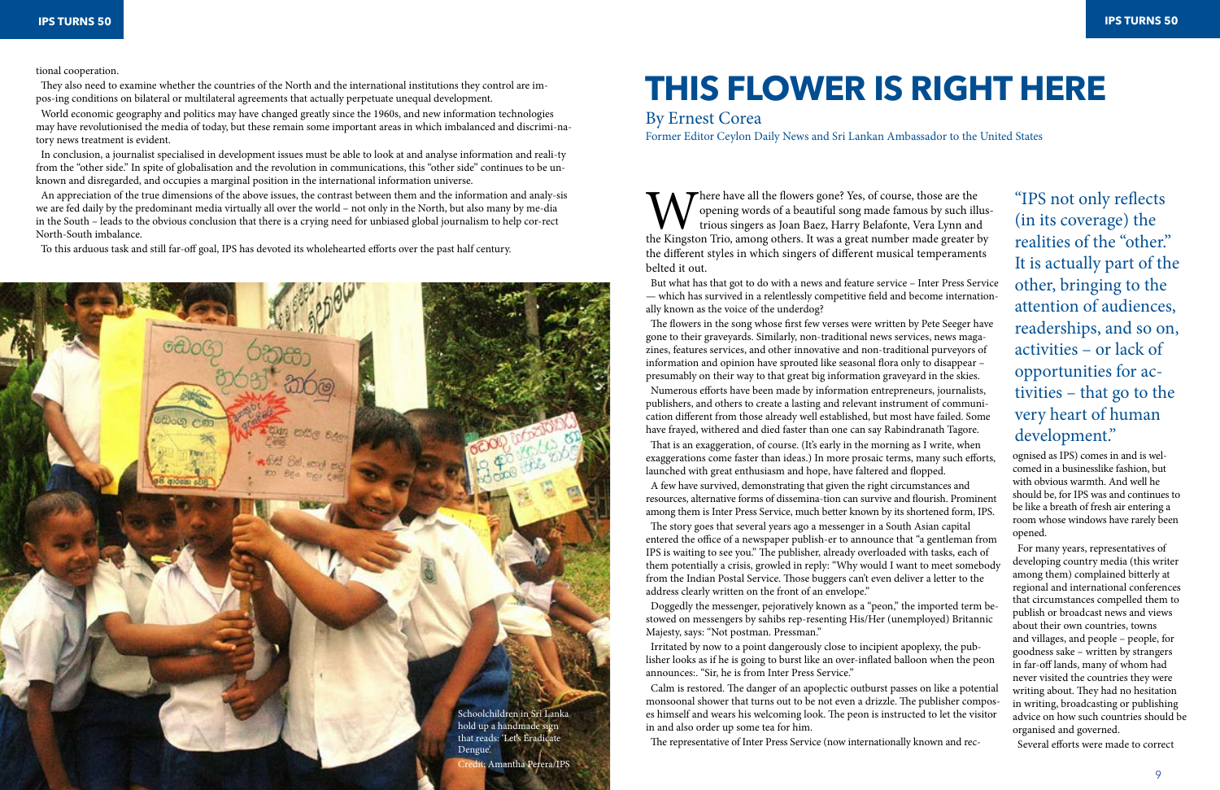tional cooperation.

They also need to examine whether the countries of the North and the international institutions they control are im-pos-ing conditions on bilateral or multilateral agreements that actually perpetuate unequal development.

World economic geography and politics may have changed greatly since the 1960s, and new information technologies may have revolutionised the media of today, but these remain some important areas in which imbalanced and discrimi-na-tory news treatment is evident.

In conclusion, a journalist specialised in development issues must be able to look at and analyse information and reali-ty from the "other side." In spite of globalisation and the revolution in communications, this "other side" continues to be un-known and disregarded, and occupies a marginal position in the international information universe.

An appreciation of the true dimensions of the above issues, the contrast between them and the information and analy-sis we are fed daily by the predominant media virtually all over the world – not only in the North, but also many by me-dia in the South – leads to the obvious conclusion that there is a crying need for unbiased global journalism to help cor-rect North-South imbalance.

To this arduous task and still far-off goal, IPS has devoted its wholehearted efforts over the past half century.

Schoolchildren in Sri Lanka hold up a handmade sign that reads: 'Let's Eradicate Dengue'.
Credit: Amantha Perera/IPS

# THIS FLOWER IS RIGHT HERE

By Ernest Corea

Former Editor Ceylon Daily News and Sri Lankan Ambassador to the United States

Where have all the flowers gone? Yes, of course, those are the opening words of a beautiful song made famous by such illus-trious singers as Joan Baez, Harry Belafonte, Vera Lynn and the Kingston Trio, among others. It was a great number made greater by the different styles in which singers of different musical temperaments belted it out.

But what has that got to do with a news and feature service – Inter Press Service — which has survived in a relentlessly competitive field and become internation-ally known as the voice of the underdog?

The flowers in the song whose first few verses were written by Pete Seeger have gone to their graveyards. Similarly, non-traditional news services, news maga-zines, features services, and other innovative and non-traditional purveyors of information and opinion have sprouted like seasonal flora only to disappear – presumably on their way to that great big information graveyard in the skies.

Numerous efforts have been made by information entrepreneurs, journalists, publishers, and others to create a lasting and relevant instrument of communi-cation different from those already well established, but most have failed. Some have frayed, withered and died faster than one can say Rabindranath Tagore.

That is an exaggeration, of course. (It's early in the morning as I write, when exaggerations come faster than ideas.) In more prosaic terms, many such efforts, launched with great enthusiasm and hope, have faltered and flopped.

A few have survived, demonstrating that given the right circumstances and resources, alternative forms of dissemina-tion can survive and flourish. Prominent among them is Inter Press Service, much better known by its shortened form, IPS.

The story goes that several years ago a messenger in a South Asian capital entered the office of a newspaper publish-er to announce that "a gentleman from IPS is waiting to see you." The publisher, already overloaded with tasks, each of them potentially a crisis, growled in reply: "Why would I want to meet somebody from the Indian Postal Service. Those buggers can't even deliver a letter to the address clearly written on the front of an envelope."

Doggedly the messenger, pejoratively known as a "peon," the imported term be-stowed on messengers by sahibs rep-resenting His/Her (unemployed) Britannic Majesty, says: "Not postman. Pressman."

Irritated by now to a point dangerously close to incipient apoplexy, the pub-lisher looks as if he is going to burst like an over-inflated balloon when the peon announces:. "Sir, he is from Inter Press Service."

Calm is restored. The danger of an apoplectic outburst passes on like a potential monsoonal shower that turns out to be not even a drizzle. The publisher compos-es himself and wears his welcoming look. The peon is instructed to let the visitor in and also order up some tea for him.

The representative of Inter Press Service (now internationally known and rec-ognised as IPS) comes in and is wel-comed in a businesslike fashion, but with obvious warmth. And well he should be, for IPS was and continues to be like a breath of fresh air entering a room whose windows have rarely been opened.

> "IPS not only reflects (in its coverage) the realities of the "other." It is actually part of the other, bringing to the attention of audiences, readerships, and so on, activities – or lack of opportunities for ac-tivities – that go to the very heart of human development."

For many years, representatives of developing country media (this writer among them) complained bitterly at regional and international conferences that circumstances compelled them to publish or broadcast news and views about their own countries, towns and villages, and people – people, for goodness sake – written by strangers in far-off lands, many of whom had never visited the countries they were writing about. They had no hesitation in writing, broadcasting or publishing advice on how such countries should be organised and governed.

Several efforts were made to correct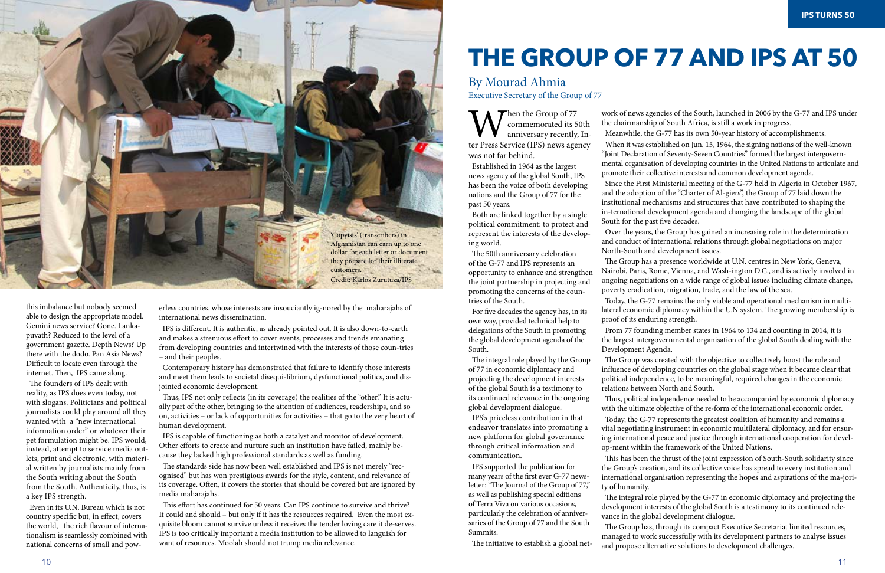'Copyists' (transcribers) in Afghanistan can earn up to one dollar for each letter or document they prepare for their illiterate customers.
Credit: Karlos Zurutuza/IPS

this imbalance but nobody seemed able to design the appropriate model. Gemini news service? Gone. Lankapuvath? Reduced to the level of a government gazette. Depth News? Up there with the dodo. Pan Asia News? Difficult to locate even through the internet. Then, IPS came along.

The founders of IPS dealt with reality, as IPS does even today, not with slogans. Politicians and political journalists could play around all they wanted with a "new international information order" or whatever their pet formulation might be. IPS would, instead, attempt to service media outlets, print and electronic, with material written by journalists mainly from the South writing about the South from the South. Authenticity, thus, is a key IPS strength.

Even in its U.N. Bureau which is not country specific but, in effect, covers the world, the rich flavour of internationalism is seamlessly combined with national concerns of small and powerless countries. whose interests are insouciantly ig-nored by the maharajahs of international news dissemination.

IPS is different. It is authentic, as already pointed out. It is also down-to-earth and makes a strenuous effort to cover events, processes and trends emanating from developing countries and intertwined with the interests of those coun-tries – and their peoples.

Contemporary history has demonstrated that failure to identify those interests and meet them leads to societal disequi-librium, dysfunctional politics, and dis-jointed economic development.

Thus, IPS not only reflects (in its coverage) the realities of the "other." It is actually part of the other, bringing to the attention of audiences, readerships, and so on, activities – or lack of opportunities for activities – that go to the very heart of human development.

IPS is capable of functioning as both a catalyst and monitor of development. Other efforts to create and nurture such an institution have failed, mainly be-cause they lacked high professional standards as well as funding.

The standards side has now been well established and IPS is not merely "rec-ognised" but has won prestigious awards for the style, content, and relevance of its coverage. Often, it covers the stories that should be covered but are ignored by media maharajahs.

This effort has continued for 50 years. Can IPS continue to survive and thrive? It could and should – but only if it has the resources required. Even the most ex-quisite bloom cannot survive unless it receives the tender loving care it de-serves. IPS is too critically important a media institution to be allowed to languish for want of resources. Moolah should not trump media relevance.

# THE GROUP OF 77 AND IPS AT 50

## By Mourad Ahmia

Executive Secretary of the Group of 77

When the Group of 77 commemorated its 50th anniversary recently, Inter Press Service (IPS) news agency was not far behind.

Established in 1964 as the largest news agency of the global South, IPS has been the voice of both developing nations and the Group of 77 for the past 50 years.

Both are linked together by a single political commitment: to protect and represent the interests of the developing world.

The 50th anniversary celebration of the G-77 and IPS represents an opportunity to enhance and strengthen the joint partnership in projecting and promoting the concerns of the countries of the South.

For five decades the agency has, in its own way, provided technical help to delegations of the South in promoting the global development agenda of the South.

The integral role played by the Group of 77 in economic diplomacy and projecting the development interests of the global South is a testimony to its continued relevance in the ongoing global development dialogue.

IPS's priceless contribution in that endeavor translates into promoting a new platform for global governance through critical information and communication.

IPS supported the publication for many years of the first ever G-77 newsletter: "The Journal of the Group of 77," as well as publishing special editions of Terra Viva on various occasions, particularly the celebration of anniversaries of the Group of 77 and the South Summits.

The initiative to establish a global network of news agencies of the South, launched in 2006 by the G-77 and IPS under the chairmanship of South Africa, is still a work in progress.

Meanwhile, the G-77 has its own 50-year history of accomplishments.

When it was established on Jun. 15, 1964, the signing nations of the well-known "Joint Declaration of Seventy-Seven Countries" formed the largest intergovernmental organisation of developing countries in the United Nations to articulate and promote their collective interests and common development agenda.

Since the First Ministerial meeting of the G-77 held in Algeria in October 1967, and the adoption of the "Charter of Al-giers", the Group of 77 laid down the institutional mechanisms and structures that have contributed to shaping the in-ternational development agenda and changing the landscape of the global South for the past five decades.

Over the years, the Group has gained an increasing role in the determination and conduct of international relations through global negotiations on major North-South and development issues.

The Group has a presence worldwide at U.N. centres in New York, Geneva, Nairobi, Paris, Rome, Vienna, and Wash-ington D.C., and is actively involved in ongoing negotiations on a wide range of global issues including climate change, poverty eradication, migration, trade, and the law of the sea.

Today, the G-77 remains the only viable and operational mechanism in multi-lateral economic diplomacy within the U.N system. The growing membership is proof of its enduring strength.

From 77 founding member states in 1964 to 134 and counting in 2014, it is the largest intergovernmental organisation of the global South dealing with the Development Agenda.

The Group was created with the objective to collectively boost the role and influence of developing countries on the global stage when it became clear that political independence, to be meaningful, required changes in the economic relations between North and South.

Thus, political independence needed to be accompanied by economic diplomacy with the ultimate objective of the re-form of the international economic order.

Today, the G-77 represents the greatest coalition of humanity and remains a vital negotiating instrument in economic multilateral diplomacy, and for ensur-ing international peace and justice through international cooperation for devel-op-ment within the framework of the United Nations.

This has been the thrust of the joint expression of South-South solidarity since the Group's creation, and its collective voice has spread to every institution and international organisation representing the hopes and aspirations of the ma-jori-ty of humanity.

The integral role played by the G-77 in economic diplomacy and projecting the development interests of the global South is a testimony to its continued rele-vance in the global development dialogue.

The Group has, through its compact Executive Secretariat limited resources, managed to work successfully with its development partners to analyse issues and propose alternative solutions to development challenges.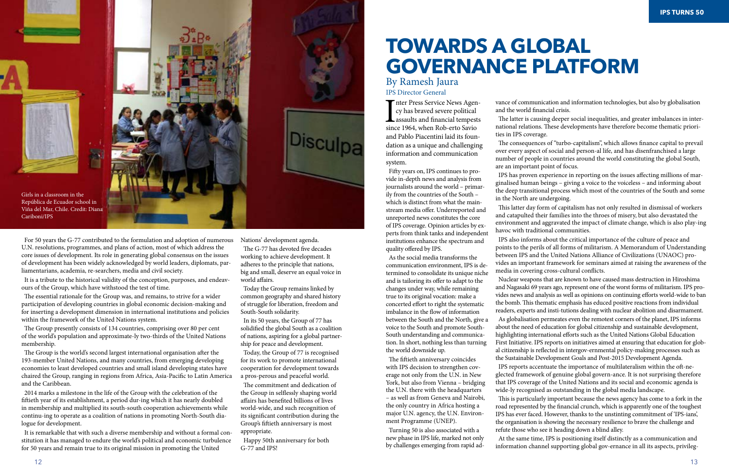Girls in a classroom in the República de Ecuador school in Viña del Mar, Chile. Credit: Diana Cariboni/IPS

For 50 years the G-77 contributed to the formulation and adoption of numerous U.N. resolutions, programmes, and plans of action, most of which address the core issues of development. Its role in generating global consensus on the issues of development has been widely acknowledged by world leaders, diplomats, parliamentarians, academia, re-searchers, media and civil society.

It is a tribute to the historical validity of the conception, purposes, and endeavours of the Group, which have withstood the test of time.

The essential rationale for the Group was, and remains, to strive for a wider participation of developing countries in global economic decision-making and for inserting a development dimension in international institutions and policies within the framework of the United Nations system.

The Group presently consists of 134 countries, comprising over 80 per cent of the world's population and approximate-ly two-thirds of the United Nations membership.

The Group is the world's second largest international organisation after the 193-member United Nations, and many countries, from emerging developing economies to least developed countries and small island developing states have chaired the Group, ranging in regions from Africa, Asia-Pacific to Latin America and the Caribbean.

2014 marks a milestone in the life of the Group with the celebration of the fiftieth year of its establishment, a period dur-ing which it has nearly doubled in membership and multiplied its south-south cooperation achievements while continu-ing to operate as a coalition of nations in promoting North-South dialogue for development.

It is remarkable that with such a diverse membership and without a formal constitution it has managed to endure the world's political and economic turbulence for 50 years and remain true to its original mission in promoting the United Nations' development agenda.

The G-77 has devoted five decades working to achieve development. It adheres to the principle that nations, big and small, deserve an equal voice in world affairs.

Today the Group remains linked by common geography and shared history of struggle for liberation, freedom and South-South solidarity.

In its 50 years, the Group of 77 has solidified the global South as a coalition of nations, aspiring for a global partnership for peace and development.

Today, the Group of 77 is recognised for its work to promote international cooperation for development towards a pros-perous and peaceful world.

The commitment and dedication of the Group in selflessly shaping world affairs has benefited billions of lives world-wide, and such recognition of its significant contribution during the Group's fiftieth anniversary is most appropriate.

Happy 50th anniversary for both G-77 and IPS!

# TOWARDS A GLOBAL GOVERNANCE PLATFORM

## By Ramesh Jaura

IPS Director General

Inter Press Service News Agency has braved severe political assaults and financial tempests since 1964, when Rob-erto Savio and Pablo Piacentini laid its foundation as a unique and challenging information and communication system.

Fifty years on, IPS continues to provide in-depth news and analysis from journalists around the world – primarily from the countries of the South – which is distinct from what the mainstream media offer. Underreported and unreported news constitutes the core of IPS coverage. Opinion articles by experts from think tanks and independent institutions enhance the spectrum and quality offered by IPS.

As the social media transforms the communication environment, IPS is determined to consolidate its unique niche and is tailoring its offer to adapt to the changes under way, while remaining true to its original vocation: make a concerted effort to right the systematic imbalance in the flow of information between the South and the North, give a voice to the South and promote South-South understanding and communication. In short, nothing less than turning the world downside up.

The fiftieth anniversary coincides with IPS decision to strengthen coverage not only from the U.N. in New York, but also from Vienna – bridging the U.N. there with the headquarters – as well as from Geneva and Nairobi, the only country in Africa hosting a major U.N. agency, the U.N. Environment Programme (UNEP).

Turning 50 is also associated with a new phase in IPS life, marked not only by challenges emerging from rapid advance of communication and information technologies, but also by globalisation and the world financial crisis.

The latter is causing deeper social inequalities, and greater imbalances in international relations. These developments have therefore become thematic priorities in IPS coverage.

The consequences of "turbo-capitalism", which allows finance capital to prevail over every aspect of social and person-al life, and has disenfranchised a large number of people in countries around the world constituting the global South, are an important point of focus.

IPS has proven experience in reporting on the issues affecting millions of marginalised human beings – giving a voice to the voiceless – and informing about the deep transitional process which most of the countries of the South and some in the North are undergoing.

This latter day form of capitalism has not only resulted in dismissal of workers and catapulted their families into the throes of misery, but also devastated the environment and aggravated the impact of climate change, which is also play-ing havoc with traditional communities.

IPS also informs about the critical importance of the culture of peace and points to the perils of all forms of militarism. A Memorandum of Understanding between IPS and the United Nations Alliance of Civilizations (UNAOC) provides an important framework for seminars aimed at raising the awareness of the media in covering cross-cultural conflicts.

Nuclear weapons that are known to have caused mass destruction in Hiroshima and Nagasaki 69 years ago, represent one of the worst forms of militarism. IPS provides news and analysis as well as opinions on continuing efforts world-wide to ban the bomb. This thematic emphasis has educed positive reactions from individual readers, experts and insti-tutions dealing with nuclear abolition and disarmament.

As globalisation permeates even the remotest corners of the planet, IPS informs about the need of education for global citizenship and sustainable development, highlighting international efforts such as the United Nations Global Education First Initiative. IPS reports on initiatives aimed at ensuring that education for global citizenship is reflected in intergov-ernmental policy-making processes such as the Sustainable Development Goals and Post-2015 Development Agenda.

IPS reports accentuate the importance of multilateralism within the oft-neglected framework of genuine global govern-ance. It is not surprising therefore that IPS coverage of the United Nations and its social and economic agenda is wide-ly recognised as outstanding in the global media landscape.

This is particularly important because the news agency has come to a fork in the road represented by the financial crunch, which is apparently one of the toughest IPS has ever faced. However, thanks to the unstinting commitment of 'IPS-ians', the organisation is showing the necessary resilience to brave the challenge and refute those who see it heading down a blind alley.

At the same time, IPS is positioning itself distinctly as a communication and information channel supporting global gov-ernance in all its aspects, privileg-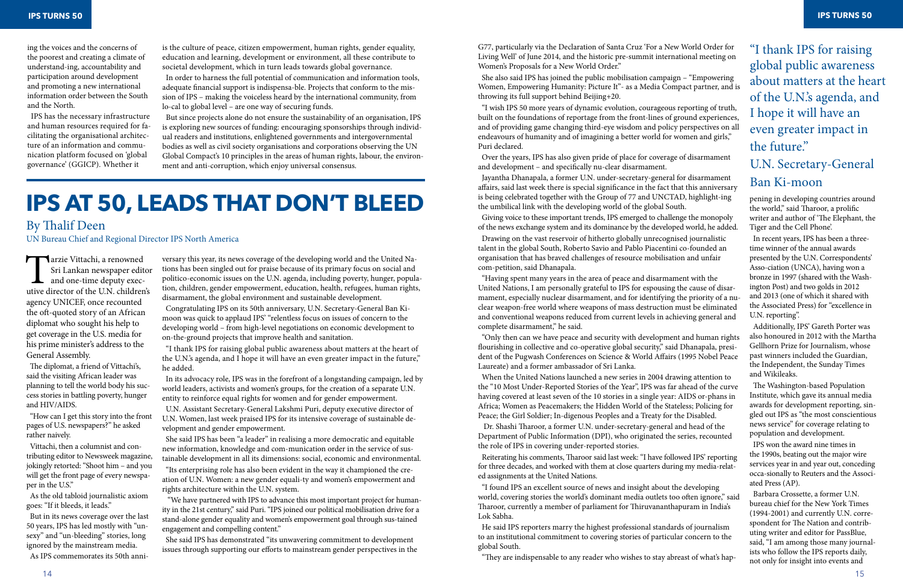ing the voices and the concerns of the poorest and creating a climate of understand-ing, accountability and participation around development and promoting a new international information order between the South and the North.

IPS has the necessary infrastructure and human resources required for facilitating the organisational architecture of an information and communication platform focused on 'global governance' (GGICP). Whether it is the culture of peace, citizen empowerment, human rights, gender equality, education and learning, development or environment, all these contribute to societal development, which in turn leads towards global governance.

In order to harness the full potential of communication and information tools, adequate financial support is indispensa-ble. Projects that conform to the mission of IPS – making the voiceless heard by the international community, from lo-cal to global level – are one way of securing funds.

But since projects alone do not ensure the sustainability of an organisation, IPS is exploring new sources of funding: encouraging sponsorships through individual readers and institutions, enlightened governments and intergovernmental bodies as well as civil society organisations and corporations observing the UN Global Compact's 10 principles in the areas of human rights, labour, the environment and anti-corruption, which enjoy universal consensus.

# IPS AT 50, LEADS THAT DON'T BLEED

By Thalif Deen

UN Bureau Chief and Regional Director IPS North America

Tarzie Vittachi, a renowned Sri Lankan newspaper editor and one-time deputy executive director of the U.N. children's agency UNICEF, once recounted the oft-quoted story of an African diplomat who sought his help to get coverage in the U.S. media for his prime minister's address to the General Assembly.

The diplomat, a friend of Vittachi's, said the visiting African leader was planning to tell the world body his success stories in battling poverty, hunger and HIV/AIDS.

"How can I get this story into the front pages of U.S. newspapers?" he asked rather naively.

Vittachi, then a columnist and contributing editor to Newsweek magazine, jokingly retorted: "Shoot him – and you will get the front page of every newspaper in the U.S."

As the old tabloid journalistic axiom goes: "If it bleeds, it leads."

But in its news coverage over the last 50 years, IPS has led mostly with "unsexy" and "un-bleeding" stories, long ignored by the mainstream media.

As IPS commemorates its 50th anniversary this year, its news coverage of the developing world and the United Nations has been singled out for praise because of its primary focus on social and politico-economic issues on the U.N. agenda, including poverty, hunger, population, children, gender empowerment, education, health, refugees, human rights, disarmament, the global environment and sustainable development.

Congratulating IPS on its 50th anniversary, U.N. Secretary-General Ban Ki-moon was quick to applaud IPS' "relentless focus on issues of concern to the developing world – from high-level negotiations on economic development to on-the-ground projects that improve health and sanitation.

"I thank IPS for raising global public awareness about matters at the heart of the U.N.'s agenda, and I hope it will have an even greater impact in the future," he added.

In its advocacy role, IPS was in the forefront of a longstanding campaign, led by world leaders, activists and women's groups, for the creation of a separate U.N. entity to reinforce equal rights for women and for gender empowerment.

U.N. Assistant Secretary-General Lakshmi Puri, deputy executive director of U.N. Women, last week praised IPS for its intensive coverage of sustainable development and gender empowerment.

She said IPS has been "a leader" in realising a more democratic and equitable new information, knowledge and com-munication order in the service of sustainable development in all its dimensions: social, economic and environmental.

"Its enterprising role has also been evident in the way it championed the creation of U.N. Women: a new gender equali-ty and women's empowerment and rights architecture within the U.N. system.

"We have partnered with IPS to advance this most important project for humanity in the 21st century," said Puri. "IPS joined our political mobilisation drive for a stand-alone gender equality and women's empowerment goal through sus-tained engagement and compelling content."

She said IPS has demonstrated "its unwavering commitment to development issues through supporting our efforts to mainstream gender perspectives in the G77, particularly via the Declaration of Santa Cruz 'For a New World Order for Living Well' of June 2014, and the historic pre-summit international meeting on Women's Proposals for a New World Order."

She also said IPS has joined the public mobilisation campaign – "Empowering Women, Empowering Humanity: Picture It"- as a Media Compact partner, and is throwing its full support behind Beijing+20.

"I wish IPS 50 more years of dynamic evolution, courageous reporting of truth, built on the foundations of reportage from the front-lines of ground experiences, and of providing game changing third-eye wisdom and policy perspectives on all endeavours of humanity and of imagining a better world for women and girls," Puri declared.

Over the years, IPS has also given pride of place for coverage of disarmament and development – and specifically nu-clear disarmament.

Jayantha Dhanapala, a former U.N. under-secretary-general for disarmament affairs, said last week there is special significance in the fact that this anniversary is being celebrated together with the Group of 77 and UNCTAD, highlight-ing the umbilical link with the developing world of the global South.

Giving voice to these important trends, IPS emerged to challenge the monopoly of the news exchange system and its dominance by the developed world, he added.

Drawing on the vast reservoir of hitherto globally unrecognised journalistic talent in the global South, Roberto Savio and Pablo Piacentini co-founded an organisation that has braved challenges of resource mobilisation and unfair com-petition, said Dhanapala.

"Having spent many years in the area of peace and disarmament with the United Nations, I am personally grateful to IPS for espousing the cause of disarmament, especially nuclear disarmament, and for identifying the priority of a nu-clear weapon-free world where weapons of mass destruction must be eliminated and conventional weapons reduced from current levels in achieving general and complete disarmament," he said.

"Only then can we have peace and security with development and human rights flourishing in collective and co-operative global security," said Dhanapala, president of the Pugwash Conferences on Science & World Affairs (1995 Nobel Peace Laureate) and a former ambassador of Sri Lanka.

When the United Nations launched a new series in 2004 drawing attention to the "10 Most Under-Reported Stories of the Year", IPS was far ahead of the curve having covered at least seven of the 10 stories in a single year: AIDS or-phans in Africa; Women as Peacemakers; the Hidden World of the Stateless; Policing for Peace; the Girl Soldier; In-digenous Peoples and a Treaty for the Disabled.

Dr. Shashi Tharoor, a former U.N. under-secretary-general and head of the Department of Public Information (DPI), who originated the series, recounted the role of IPS in covering under-reported stories.

Reiterating his comments, Tharoor said last week: "I have followed IPS' reporting for three decades, and worked with them at close quarters during my media-related assignments at the United Nations.

"I found IPS an excellent source of news and insight about the developing world, covering stories the world's dominant media outlets too often ignore," said Tharoor, currently a member of parliament for Thiruvananthapuram in India's Lok Sabha.

He said IPS reporters marry the highest professional standards of journalism to an institutional commitment to covering stories of particular concern to the global South.

"They are indispensable to any reader who wishes to stay abreast of what's happening in developing countries around the world," said Tharoor, a prolific writer and author of 'The Elephant, the Tiger and the Cell Phone'.

> "I thank IPS for raising global public awareness about matters at the heart of the U.N.'s agenda, and I hope it will have an even greater impact in the future."
>
> U.N. Secretary-General Ban Ki-moon

In recent years, IPS has been a three-time winner of the annual awards presented by the U.N. Correspondents' Asso-ciation (UNCA), having won a bronze in 1997 (shared with the Washington Post) and two golds in 2012 and 2013 (one of which it shared with the Associated Press) for "excellence in U.N. reporting".

Additionally, IPS' Gareth Porter was also honoured in 2012 with the Martha Gellhorn Prize for Journalism, whose past winners included the Guardian, the Independent, the Sunday Times and Wikileaks.

The Washington-based Population Institute, which gave its annual media awards for development reporting, singled out IPS as "the most conscientious news service" for coverage relating to population and development.

IPS won the award nine times in the 1990s, beating out the major wire services year in and year out, conceding occa-sionally to Reuters and the Associated Press (AP).

Barbara Crossette, a former U.N. bureau chief for the New York Times (1994-2001) and currently U.N. correspondent for The Nation and contributing writer and editor for PassBlue, said, "I am among those many journalists who follow the IPS reports daily, not only for insight into events and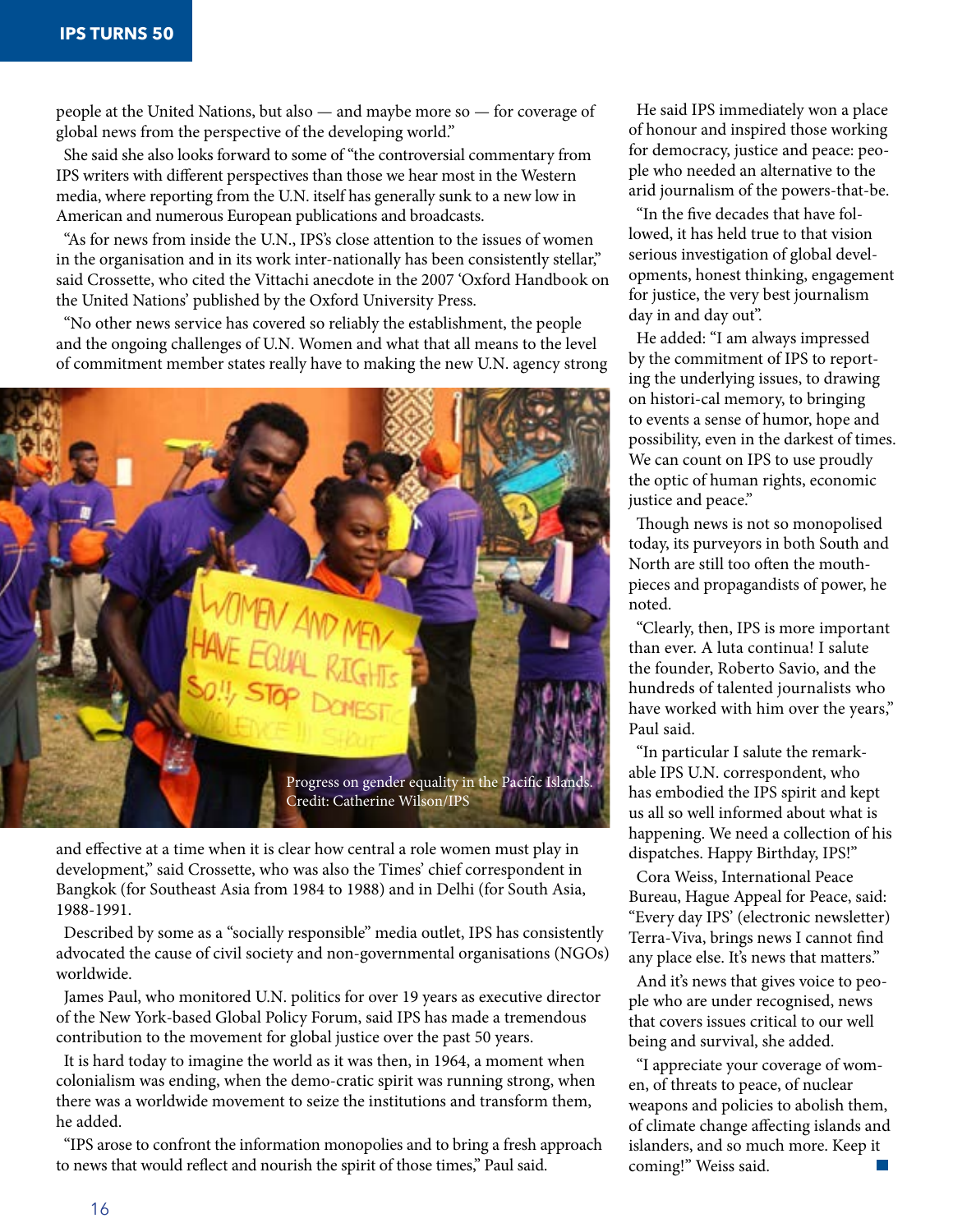people at the United Nations, but also — and maybe more so — for coverage of global news from the perspective of the developing world."

She said she also looks forward to some of "the controversial commentary from IPS writers with different perspectives than those we hear most in the Western media, where reporting from the U.N. itself has generally sunk to a new low in American and numerous European publications and broadcasts.

"As for news from inside the U.N., IPS's close attention to the issues of women in the organisation and in its work inter-nationally has been consistently stellar," said Crossette, who cited the Vittachi anecdote in the 2007 'Oxford Handbook on the United Nations' published by the Oxford University Press.

"No other news service has covered so reliably the establishment, the people and the ongoing challenges of U.N. Women and what that all means to the level of commitment member states really have to making the new U.N. agency strong and effective at a time when it is clear how central a role women must play in development," said Crossette, who was also the Times' chief correspondent in Bangkok (for Southeast Asia from 1984 to 1988) and in Delhi (for South Asia, 1988-1991.

Progress on gender equality in the Pacific Islands. Credit: Catherine Wilson/IPS

Described by some as a "socially responsible" media outlet, IPS has consistently advocated the cause of civil society and non-governmental organisations (NGOs) worldwide.

James Paul, who monitored U.N. politics for over 19 years as executive director of the New York-based Global Policy Forum, said IPS has made a tremendous contribution to the movement for global justice over the past 50 years.

It is hard today to imagine the world as it was then, in 1964, a moment when colonialism was ending, when the demo-cratic spirit was running strong, when there was a worldwide movement to seize the institutions and transform them, he added.

"IPS arose to confront the information monopolies and to bring a fresh approach to news that would reflect and nourish the spirit of those times," Paul said.

He said IPS immediately won a place of honour and inspired those working for democracy, justice and peace: people who needed an alternative to the arid journalism of the powers-that-be.

"In the five decades that have followed, it has held true to that vision serious investigation of global developments, honest thinking, engagement for justice, the very best journalism day in and day out".

He added: "I am always impressed by the commitment of IPS to reporting the underlying issues, to drawing on histori-cal memory, to bringing to events a sense of humor, hope and possibility, even in the darkest of times. We can count on IPS to use proudly the optic of human rights, economic justice and peace."

Though news is not so monopolised today, its purveyors in both South and North are still too often the mouthpieces and propagandists of power, he noted.

"Clearly, then, IPS is more important than ever. A luta continua! I salute the founder, Roberto Savio, and the hundreds of talented journalists who have worked with him over the years," Paul said.

"In particular I salute the remarkable IPS U.N. correspondent, who has embodied the IPS spirit and kept us all so well informed about what is happening. We need a collection of his dispatches. Happy Birthday, IPS!"

Cora Weiss, International Peace Bureau, Hague Appeal for Peace, said: "Every day IPS' (electronic newsletter) Terra-Viva, brings news I cannot find any place else. It's news that matters."

And it's news that gives voice to people who are under recognised, news that covers issues critical to our well being and survival, she added.

"I appreciate your coverage of women, of threats to peace, of nuclear weapons and policies to abolish them, of climate change affecting islands and islanders, and so much more. Keep it coming!" Weiss said.